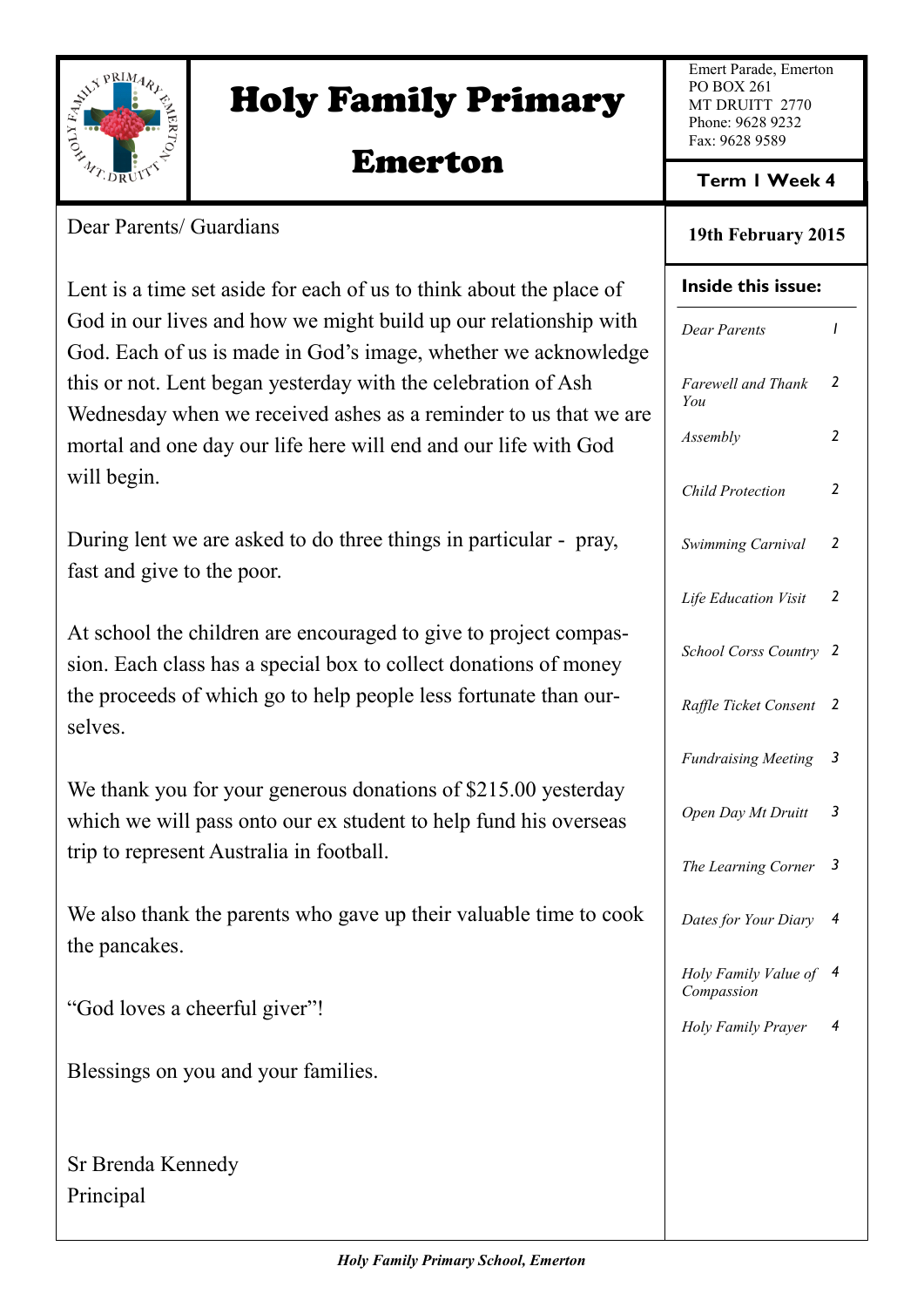# Holy Family Primary

# Emerton

Emert Parade, Emerton
PO BOX 261
MT DRUITT 2770
Phone: 9628 9232
Fax: 9628 9589

**Term 1 Week 4**

**19th February 2015**

**Inside this issue:**

| | |
|---|---|
| *Dear Parents* | 1 |
| *Farewell and Thank You* | 2 |
| *Assembly* | 2 |
| *Child Protection* | 2 |
| *Swimming Carnival* | 2 |
| *Life Education Visit* | 2 |
| *School Corss Country* | 2 |
| *Raffle Ticket Consent* | 2 |
| *Fundraising Meeting* | 3 |
| *Open Day Mt Druitt* | 3 |
| *The Learning Corner* | 3 |
| *Dates for Your Diary* | 4 |
| *Holy Family Value of Compassion* | 4 |
| *Holy Family Prayer* | 4 |

Dear Parents/ Guardians

Lent is a time set aside for each of us to think about the place of God in our lives and how we might build up our relationship with God. Each of us is made in God's image, whether we acknowledge this or not. Lent began yesterday with the celebration of Ash Wednesday when we received ashes as a reminder to us that we are mortal and one day our life here will end and our life with God will begin.

During lent we are asked to do three things in particular - pray, fast and give to the poor.

At school the children are encouraged to give to project compassion. Each class has a special box to collect donations of money the proceeds of which go to help people less fortunate than ourselves.

We thank you for your generous donations of $215.00 yesterday which we will pass onto our ex student to help fund his overseas trip to represent Australia in football.

We also thank the parents who gave up their valuable time to cook the pancakes.

"God loves a cheerful giver"!

Blessings on you and your families.

Sr Brenda Kennedy
Principal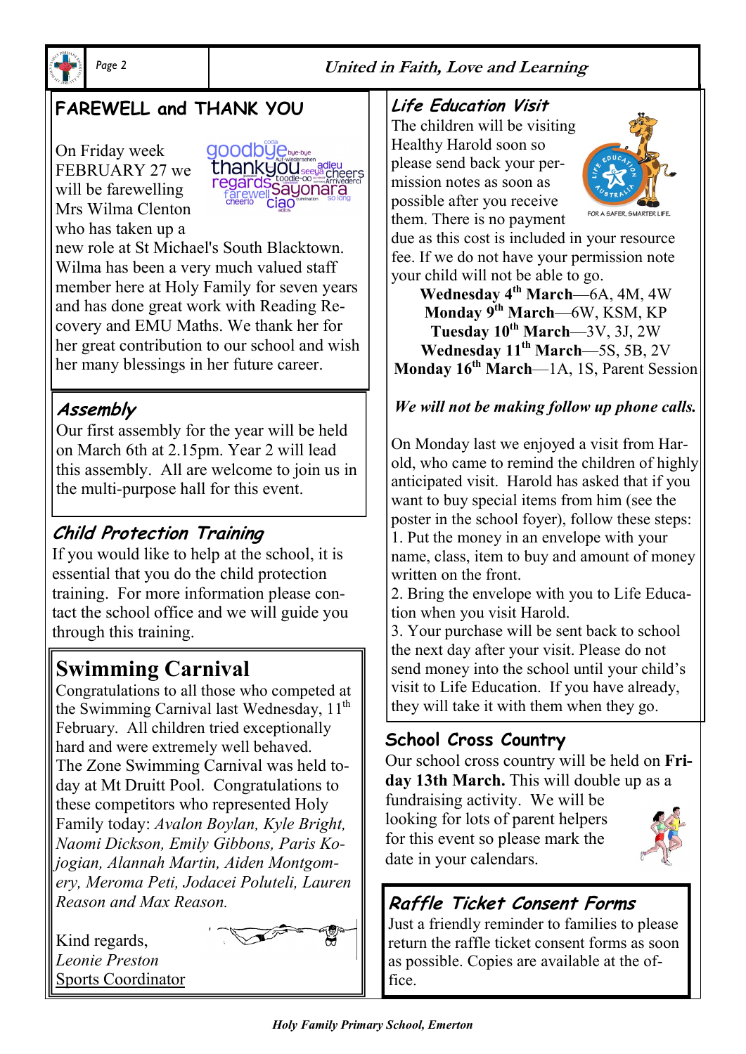## FAREWELL and THANK YOU

On Friday week FEBRUARY 27 we will be farewelling Mrs Wilma Clenton who has taken up a new role at St Michael's South Blacktown. Wilma has been a very much valued staff member here at Holy Family for seven years and has done great work with Reading Recovery and EMU Maths. We thank her for her great contribution to our school and wish her many blessings in her future career.

## Assembly

Our first assembly for the year will be held on March 6th at 2.15pm. Year 2 will lead this assembly. All are welcome to join us in the multi-purpose hall for this event.

## Child Protection Training

If you would like to help at the school, it is essential that you do the child protection training. For more information please contact the school office and we will guide you through this training.

## Swimming Carnival

Congratulations to all those who competed at the Swimming Carnival last Wednesday, 11th February. All children tried exceptionally hard and were extremely well behaved.
The Zone Swimming Carnival was held today at Mt Druitt Pool. Congratulations to these competitors who represented Holy Family today: *Avalon Boylan, Kyle Bright, Naomi Dickson, Emily Gibbons, Paris Kojogian, Alannah Martin, Aiden Montgomery, Meroma Peti, Jodacei Poluteli, Lauren Reason and Max Reason.*

Kind regards,
*Leonie Preston*
Sports Coordinator

## Life Education Visit

The children will be visiting Healthy Harold soon so please send back your permission notes as soon as possible after you receive them. There is no payment due as this cost is included in your resource fee. If we do not have your permission note your child will not be able to go.

**Wednesday 4th March**—6A, 4M, 4W
**Monday 9th March**—6W, KSM, KP
**Tuesday 10th March**—3V, 3J, 2W
**Wednesday 11th March**—5S, 5B, 2V
**Monday 16th March**—1A, 1S, Parent Session

***We will not be making follow up phone calls.***

On Monday last we enjoyed a visit from Harold, who came to remind the children of highly anticipated visit. Harold has asked that if you want to buy special items from him (see the poster in the school foyer), follow these steps:
1. Put the money in an envelope with your name, class, item to buy and amount of money written on the front.
2. Bring the envelope with you to Life Education when you visit Harold.
3. Your purchase will be sent back to school the next day after your visit. Please do not send money into the school until your child's visit to Life Education. If you have already, they will take it with them when they go.

## School Cross Country

Our school cross country will be held on **Friday 13th March.** This will double up as a fundraising activity. We will be looking for lots of parent helpers for this event so please mark the date in your calendars.

## Raffle Ticket Consent Forms

Just a friendly reminder to families to please return the raffle ticket consent forms as soon as possible. Copies are available at the office.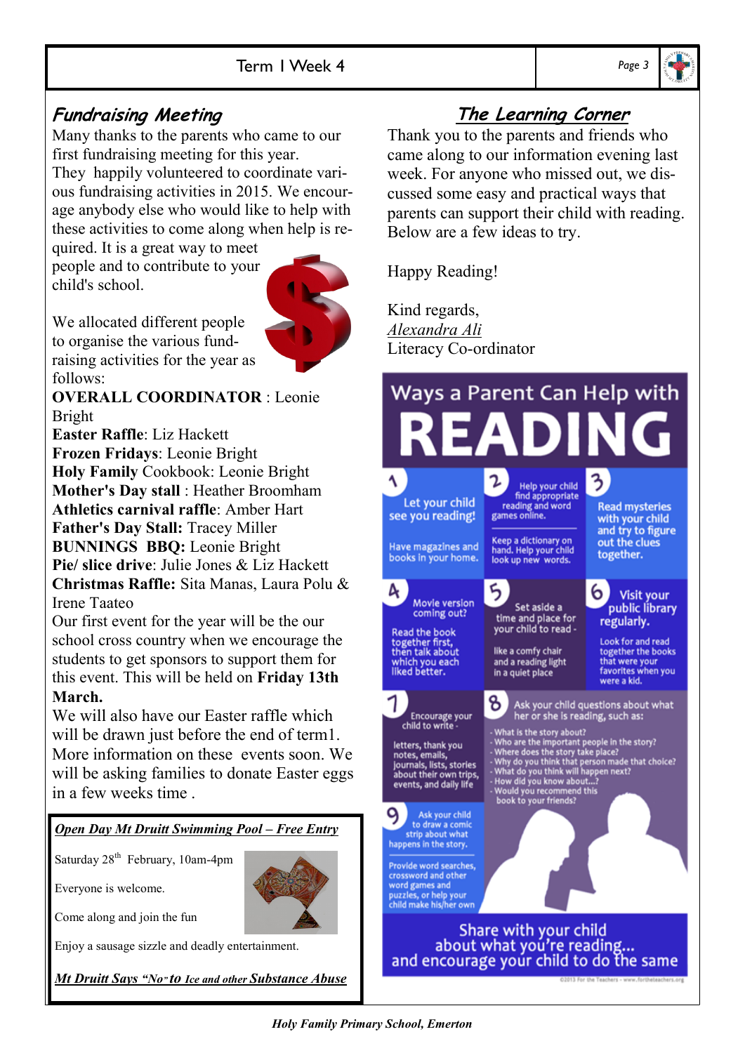## Fundraising Meeting

Many thanks to the parents who came to our first fundraising meeting for this year. They happily volunteered to coordinate various fundraising activities in 2015. We encourage anybody else who would like to help with these activities to come along when help is required. It is a great way to meet people and to contribute to your child's school.

We allocated different people to organise the various fundraising activities for the year as follows:

**OVERALL COORDINATOR** : Leonie Bright
**Easter Raffle**: Liz Hackett
**Frozen Fridays**: Leonie Bright
**Holy Family** Cookbook: Leonie Bright
**Mother's Day stall** : Heather Broomham
**Athletics carnival raffle**: Amber Hart
**Father's Day Stall:** Tracey Miller
**BUNNINGS BBQ:** Leonie Bright
**Pie/ slice drive**: Julie Jones & Liz Hackett
**Christmas Raffle:** Sita Manas, Laura Polu & Irene Taateo

Our first event for the year will be the our school cross country when we encourage the students to get sponsors to support them for this event. This will be held on **Friday 13th March.**

We will also have our Easter raffle which will be drawn just before the end of term1. More information on these events soon. We will be asking families to donate Easter eggs in a few weeks time .

***Open Day Mt Druitt Swimming Pool – Free Entry***

Saturday 28th February, 10am-4pm

Everyone is welcome.

Come along and join the fun

Enjoy a sausage sizzle and deadly entertainment.

***Mt Druitt Says "No" to Ice and other Substance Abuse***

## The Learning Corner

Thank you to the parents and friends who came along to our information evening last week. For anyone who missed out, we discussed some easy and practical ways that parents can support their child with reading. Below are a few ideas to try.

Happy Reading!

Kind regards,
*Alexandra Ali*
Literacy Co-ordinator

### Ways a Parent Can Help with READING

1. Let your child see you reading! Have magazines and books in your home.
2. Help your child find appropriate reading and word games online. Keep a dictionary on hand. Help your child look up new words.
3. Read mysteries with your child and try to figure out the clues together.
4. Movie version coming out? Read the book together first, then talk about which you each liked better.
5. Set aside a time and place for your child to read - like a comfy chair and a reading light in a quiet place
6. Visit your public library regularly. Look for and read together the books that were your favorites when you were a kid.
7. Encourage your child to write - letters, thank you notes, emails, journals, lists, stories about their own trips, events, and daily life
8. Ask your child questions about what her or she is reading, such as:
   - What is the story about?
   - Who are the important people in the story?
   - Where does the story take place?
   - Why do you think that person made that choice?
   - What do you think will happen next?
   - How did you know about...?
   - Would you recommend this book to your friends?
9. Ask your child to draw a comic strip about what happens in the story. Provide word searches, crossword and other word games and puzzles, or help your child make his/her own

Share with your child about what you're reading... and encourage your child to do the same

©2013 For the Teachers - www.fortheteachers.org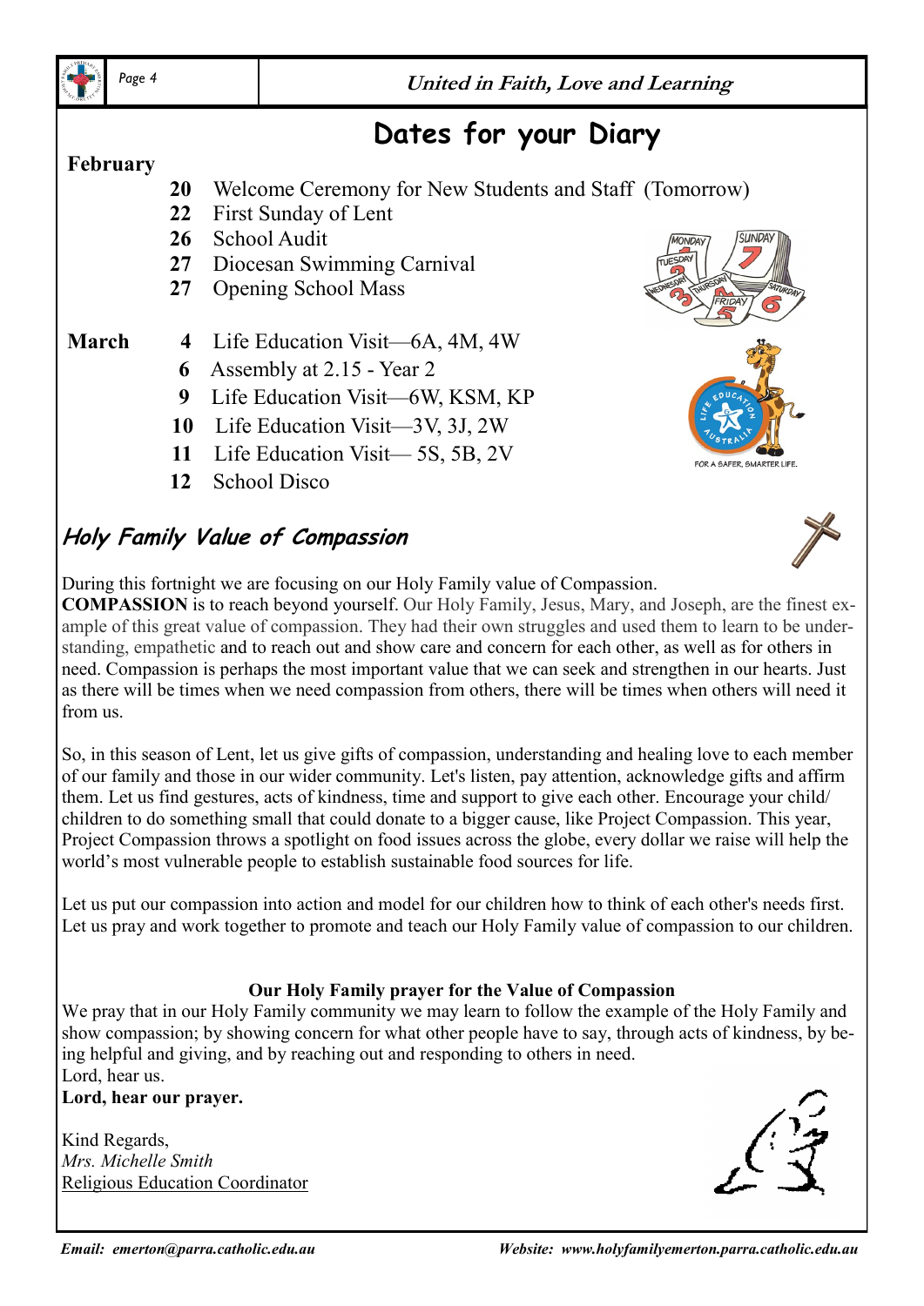# Dates for your Diary

**February**

- **20** Welcome Ceremony for New Students and Staff (Tomorrow)
- **22** First Sunday of Lent
- **26** School Audit
- **27** Diocesan Swimming Carnival
- **27** Opening School Mass

**March**

- **4** Life Education Visit—6A, 4M, 4W
- **6** Assembly at 2.15 - Year 2
- **9** Life Education Visit—6W, KSM, KP
- **10** Life Education Visit—3V, 3J, 2W
- **11** Life Education Visit— 5S, 5B, 2V
- **12** School Disco

## *Holy Family Value of Compassion*

During this fortnight we are focusing on our Holy Family value of Compassion.
**COMPASSION** is to reach beyond yourself. Our Holy Family, Jesus, Mary, and Joseph, are the finest example of this great value of compassion. They had their own struggles and used them to learn to be understanding, empathetic and to reach out and show care and concern for each other, as well as for others in need. Compassion is perhaps the most important value that we can seek and strengthen in our hearts. Just as there will be times when we need compassion from others, there will be times when others will need it from us.

So, in this season of Lent, let us give gifts of compassion, understanding and healing love to each member of our family and those in our wider community. Let's listen, pay attention, acknowledge gifts and affirm them. Let us find gestures, acts of kindness, time and support to give each other. Encourage your child/children to do something small that could donate to a bigger cause, like Project Compassion. This year, Project Compassion throws a spotlight on food issues across the globe, every dollar we raise will help the world's most vulnerable people to establish sustainable food sources for life.

Let us put our compassion into action and model for our children how to think of each other's needs first. Let us pray and work together to promote and teach our Holy Family value of compassion to our children.

**Our Holy Family prayer for the Value of Compassion**

We pray that in our Holy Family community we may learn to follow the example of the Holy Family and show compassion; by showing concern for what other people have to say, through acts of kindness, by being helpful and giving, and by reaching out and responding to others in need.
Lord, hear us.
**Lord, hear our prayer.**

Kind Regards,
*Mrs. Michelle Smith*
Religious Education Coordinator